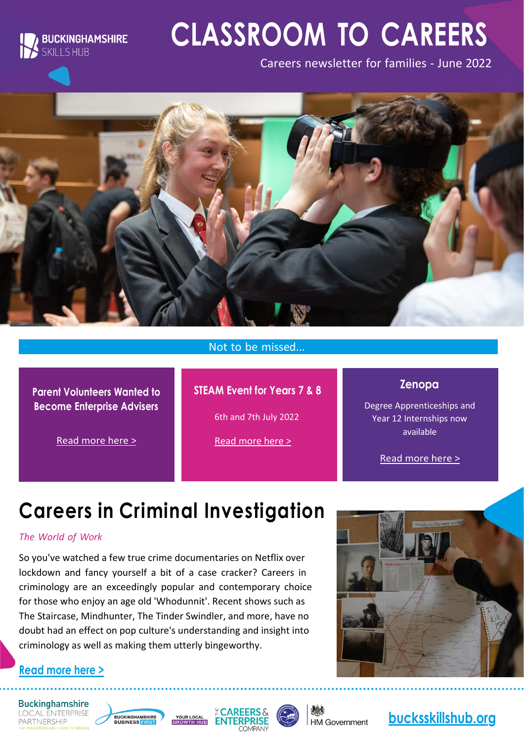BUCKINGHAMSHIRE SKILLS HUB

# CLASSROOM TO CAREERS

Careers newsletter for families - June 2022

## Not to be missed...

### Parent Volunteers Wanted to Become Enterprise Advisers

Read more here >

### STEAM Event for Years 7 & 8

6th and 7th July 2022

Read more here >

### Zenopa

Degree Apprenticeships and Year 12 Internships now available

Read more here >

# Careers in Criminal Investigation

*The World of Work*

So you've watched a few true crime documentaries on Netflix over lockdown and fancy yourself a bit of a case cracker? Careers in criminology are an exceedingly popular and contemporary choice for those who enjoy an age old 'Whodunnit'. Recent shows such as The Staircase, Mindhunter, The Tinder Swindler, and more, have no doubt had an effect on pop culture's understanding and insight into criminology as well as making them utterly bingeworthy.

Read more here >

Buckinghamshire Local Enterprise Partnership | Buckinghamshire Business First | Your Local Growth Hub | The Careers & Enterprise Company | HM Government

bucksskillshub.org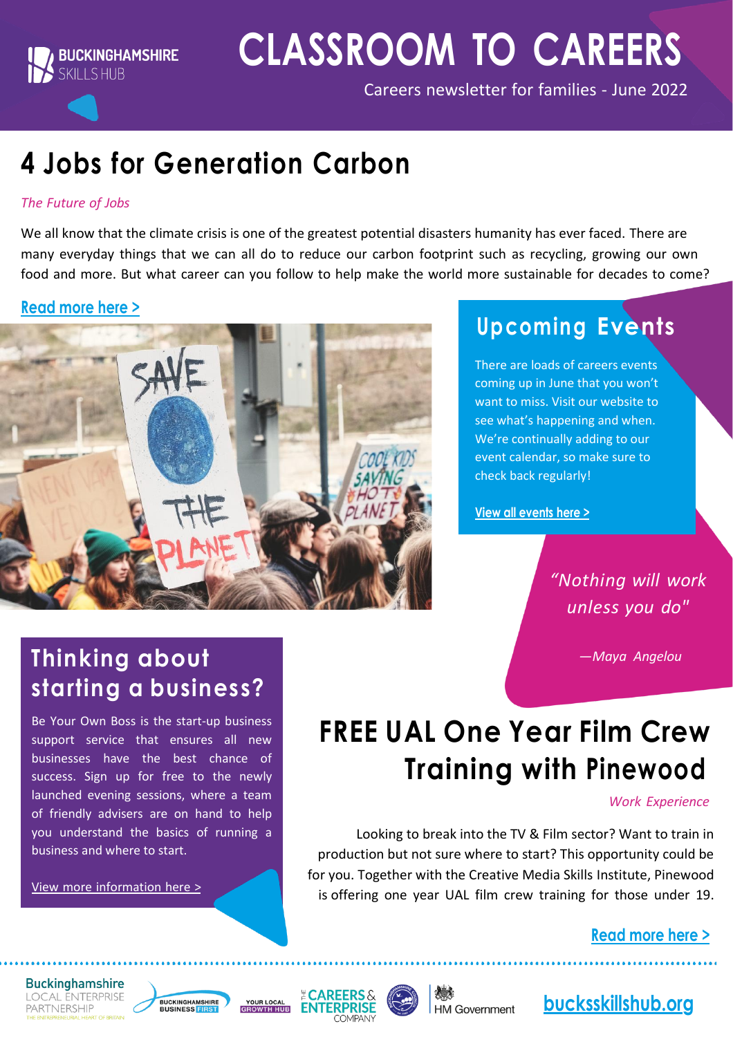# CLASSROOM TO CAREERS

Careers newsletter for families - June 2022

## 4 Jobs for Generation Carbon

*The Future of Jobs*

We all know that the climate crisis is one of the greatest potential disasters humanity has ever faced. There are many everyday things that we can all do to reduce our carbon footprint such as recycling, growing our own food and more. But what career can you follow to help make the world more sustainable for decades to come?

Read more here >

## Upcoming Events

There are loads of careers events coming up in June that you won't want to miss. Visit our website to see what's happening and when. We're continually adding to our event calendar, so make sure to check back regularly!

View all events here >

*"Nothing will work unless you do"*

*—Maya Angelou*

## Thinking about starting a business?

Be Your Own Boss is the start-up business support service that ensures all new businesses have the best chance of success. Sign up for free to the newly launched evening sessions, where a team of friendly advisers are on hand to help you understand the basics of running a business and where to start.

View more information here >

## FREE UAL One Year Film Crew Training with Pinewood

*Work Experience*

Looking to break into the TV & Film sector? Want to train in production but not sure where to start? This opportunity could be for you. Together with the Creative Media Skills Institute, Pinewood is offering one year UAL film crew training for those under 19.

Read more here >

bucksskillshub.org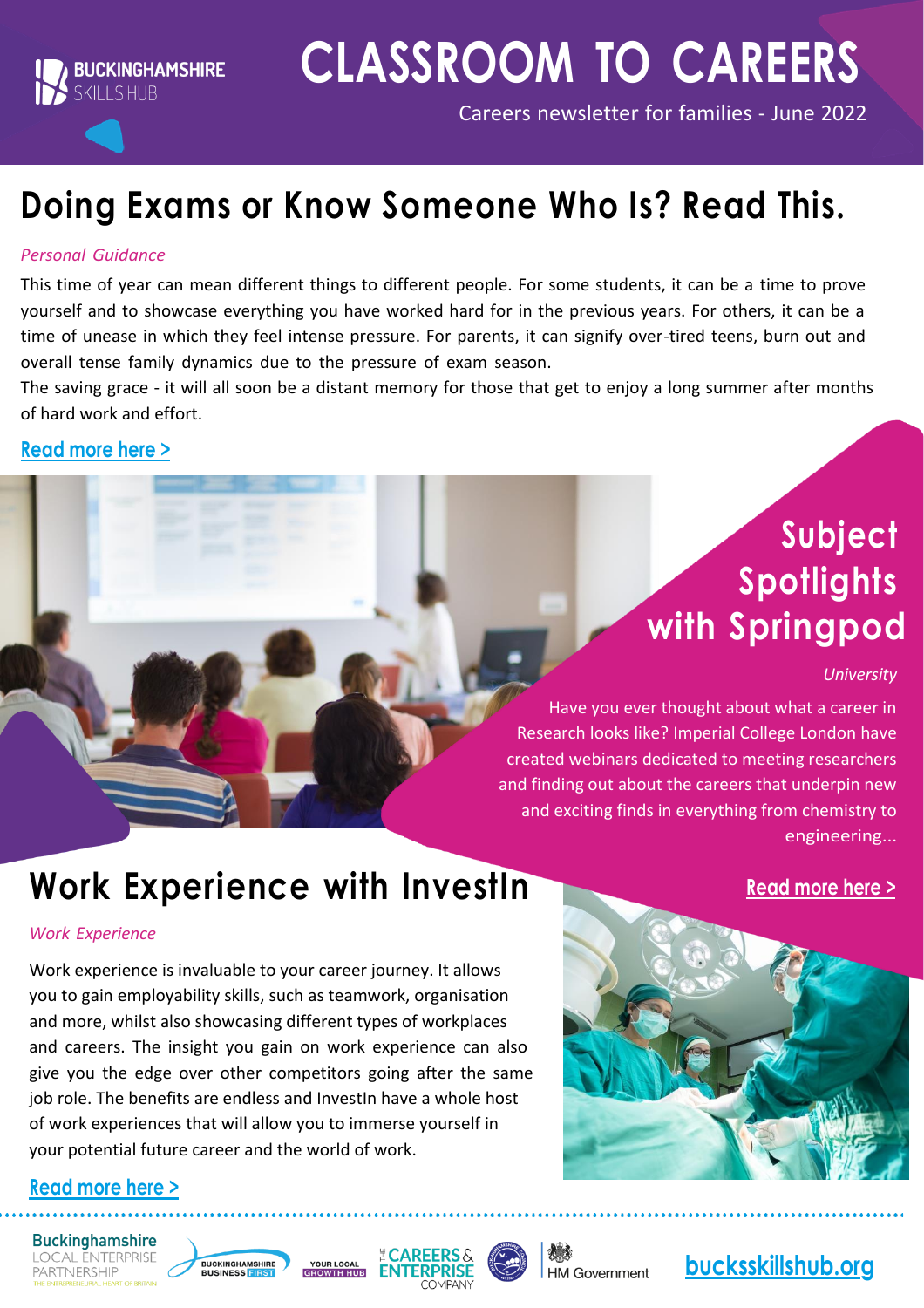BUCKINGHAMSHIRE SKILLS HUB

# CLASSROOM TO CAREERS

Careers newsletter for families - June 2022

## Doing Exams or Know Someone Who Is? Read This.

*Personal Guidance*

This time of year can mean different things to different people. For some students, it can be a time to prove yourself and to showcase everything you have worked hard for in the previous years. For others, it can be a time of unease in which they feel intense pressure. For parents, it can signify over-tired teens, burn out and overall tense family dynamics due to the pressure of exam season.

The saving grace - it will all soon be a distant memory for those that get to enjoy a long summer after months of hard work and effort.

Read more here >

## Subject Spotlights with Springpod

*University*

Have you ever thought about what a career in Research looks like? Imperial College London have created webinars dedicated to meeting researchers and finding out about the careers that underpin new and exciting finds in everything from chemistry to engineering...

Read more here >

## Work Experience with InvestIn

*Work Experience*

Work experience is invaluable to your career journey. It allows you to gain employability skills, such as teamwork, organisation and more, whilst also showcasing different types of workplaces and careers. The insight you gain on work experience can also give you the edge over other competitors going after the same job role. The benefits are endless and InvestIn have a whole host of work experiences that will allow you to immerse yourself in your potential future career and the world of work.

Read more here >

Buckinghamshire LOCAL ENTERPRISE PARTNERSHIP · BUCKINGHAMSHIRE BUSINESS FIRST · YOUR LOCAL GROWTH HUB · THE CAREERS & ENTERPRISE COMPANY · HM Government

bucksskillshub.org